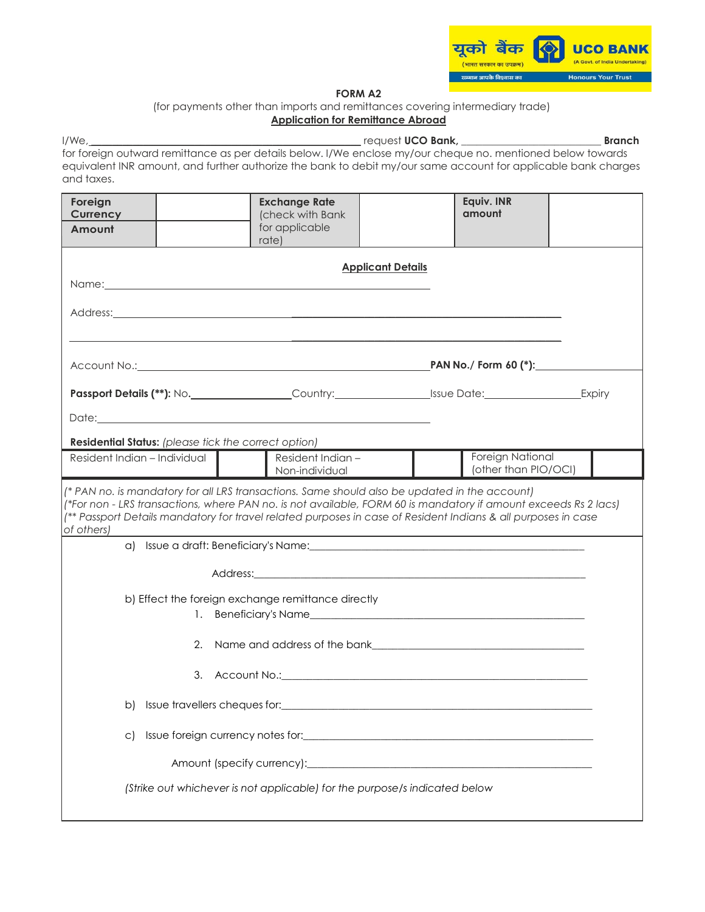यूको बैंक (भारत सरकार का उपक्रम) UCO BANK (A Govt. of India Undertaking)
सम्मान आपके विश्वास का — Honours Your Trust

**FORM A2**

(for payments other than imports and remittances covering intermediary trade)

**Application for Remittance Abroad**

I/We, ______________________________ request **UCO Bank,** ____________________ **Branch** for foreign outward remittance as per details below. I/We enclose my/our cheque no. mentioned below towards equivalent INR amount, and further authorize the bank to debit my/our same account for applicable bank charges and taxes.

| **Foreign Currency** | | **Exchange Rate** (check with Bank for applicable rate) | | **Equiv. INR amount** | |
|---|---|---|---|---|---|
| **Amount** | | | | | |

**Applicant Details**

Name: ______________________________

Address: ______________________________

______________________________

Account No.: ______________________________ **PAN No./ Form 60 (*):** ____________

**Passport Details (**):** No. ____________ Country: ____________ Issue Date: ____________ Expiry Date: ______________________________

**Residential Status:** *(please tick the correct option)*

| Resident Indian – Individual | | Resident Indian – Non-individual | | Foreign National (other than PIO/OCI) | |
|---|---|---|---|---|---|

*(* PAN no. is mandatory for all LRS transactions. Same should also be updated in the account)*
*(*For non - LRS transactions, where PAN no. is not available, FORM 60 is mandatory if amount exceeds Rs 2 lacs)*
*(** Passport Details mandatory for travel related purposes in case of Resident Indians & all purposes in case of others)*

a) Issue a draft: Beneficiary's Name: ______________________________

Address: ______________________________

b) Effect the foreign exchange remittance directly

1. Beneficiary's Name ______________________________
2. Name and address of the bank ______________________________
3. Account No.: ______________________________

b) Issue travellers cheques for: ______________________________

c) Issue foreign currency notes for: ______________________________

Amount (specify currency): ______________________________

*(Strike out whichever is not applicable) for the purpose/s indicated below*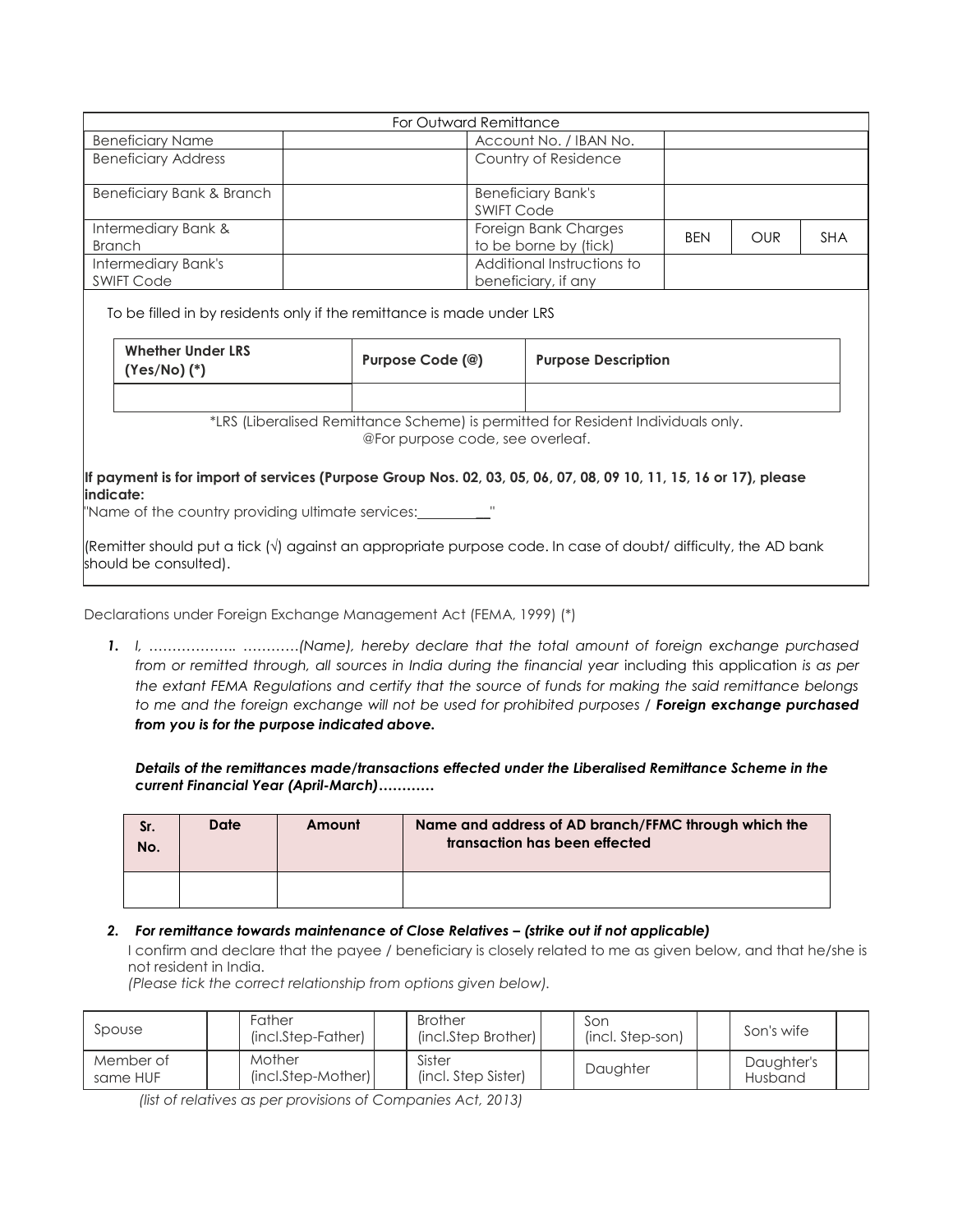| For Outward Remittance | | | | | |
|---|---|---|---|---|---|
| Beneficiary Name | | Account No. / IBAN No. | | | |
| Beneficiary Address | | Country of Residence | | | |
| Beneficiary Bank & Branch | | Beneficiary Bank's SWIFT Code | | | |
| Intermediary Bank & Branch | | Foreign Bank Charges to be borne by (tick) | BEN | OUR | SHA |
| Intermediary Bank's SWIFT Code | | Additional Instructions to beneficiary, if any | | | |

To be filled in by residents only if the remittance is made under LRS

| Whether Under LRS (Yes/No) (*) | Purpose Code (@) | Purpose Description |
|---|---|---|
| | | |

*LRS (Liberalised Remittance Scheme) is permitted for Resident Individuals only.
@For purpose code, see overleaf.

**If payment is for import of services (Purpose Group Nos. 02, 03, 05, 06, 07, 08, 09 10, 11, 15, 16 or 17), please indicate:**

"Name of the country providing ultimate services:__________"

(Remitter should put a tick (√) against an appropriate purpose code. In case of doubt/ difficulty, the AD bank should be consulted).

Declarations under Foreign Exchange Management Act (FEMA, 1999) (*)

1. *I, ……………… …………(Name), hereby declare that the total amount of foreign exchange purchased from or remitted through, all sources in India during the financial year* including this application *is as per the extant FEMA Regulations and certify that the source of funds for making the said remittance belongs to me and the foreign exchange will not be used for prohibited purposes* / ***Foreign exchange purchased from you is for the purpose indicated above.***

   ***Details of the remittances made/transactions effected under the Liberalised Remittance Scheme in the current Financial Year (April-March)…………***

| Sr. No. | Date | Amount | Name and address of AD branch/FFMC through which the transaction has been effected |
|---|---|---|---|
| | | | |

2. ***For remittance towards maintenance of Close Relatives – (strike out if not applicable)***

   I confirm and declare that the payee / beneficiary is closely related to me as given below, and that he/she is not resident in India.
   *(Please tick the correct relationship from options given below).*

| Spouse | | Father (incl.Step-Father) | | Brother (incl.Step Brother) | | Son (incl. Step-son) | | Son's wife | |
|---|---|---|---|---|---|---|---|---|---|
| Member of same HUF | | Mother (incl.Step-Mother) | | Sister (incl. Step Sister) | | Daughter | | Daughter's Husband | |

*(list of relatives as per provisions of Companies Act, 2013)*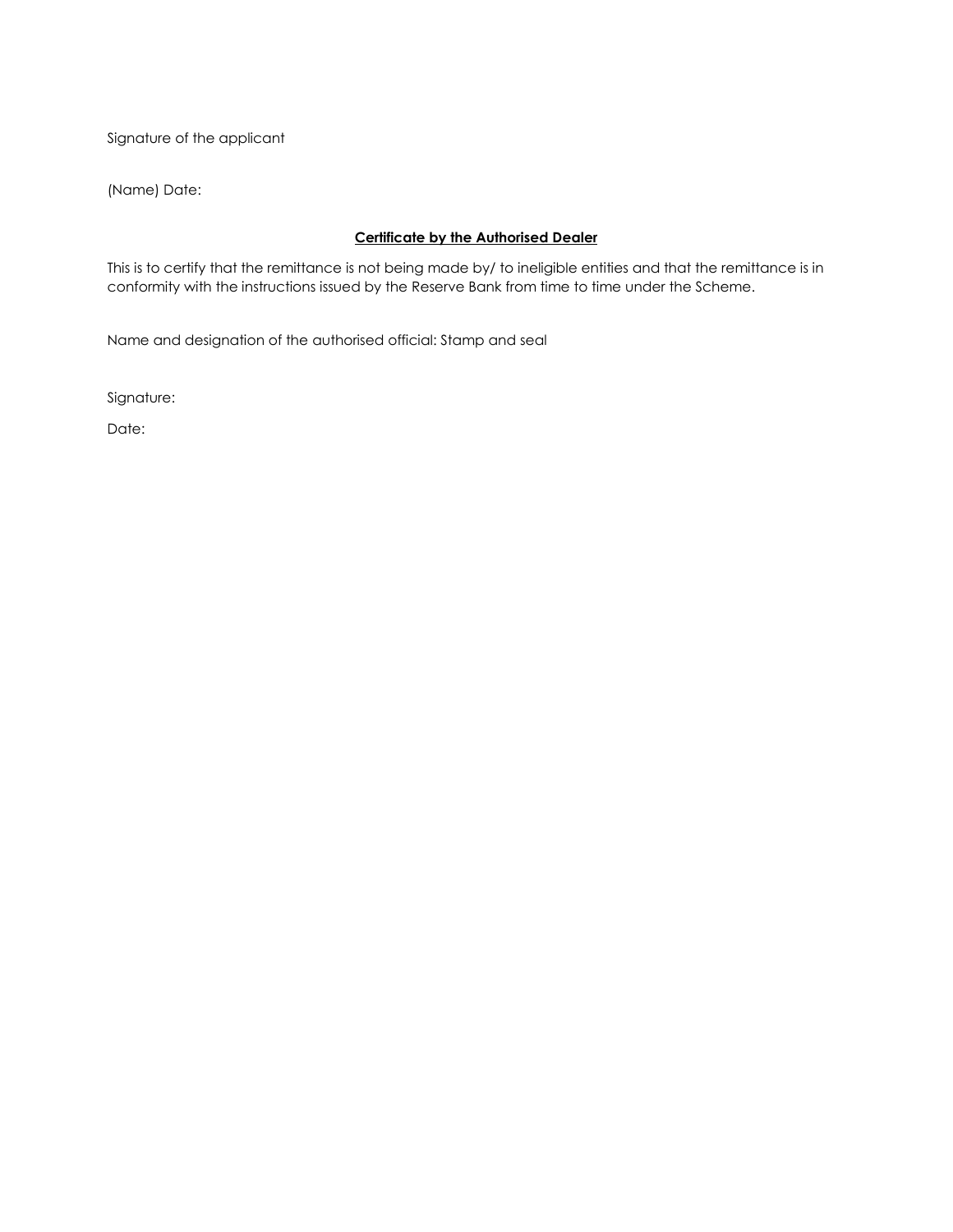Signature of the applicant

(Name) Date:

**<u>Certificate by the Authorised Dealer</u>**

This is to certify that the remittance is not being made by/ to ineligible entities and that the remittance is in conformity with the instructions issued by the Reserve Bank from time to time under the Scheme.

Name and designation of the authorised official: Stamp and seal

Signature:

Date: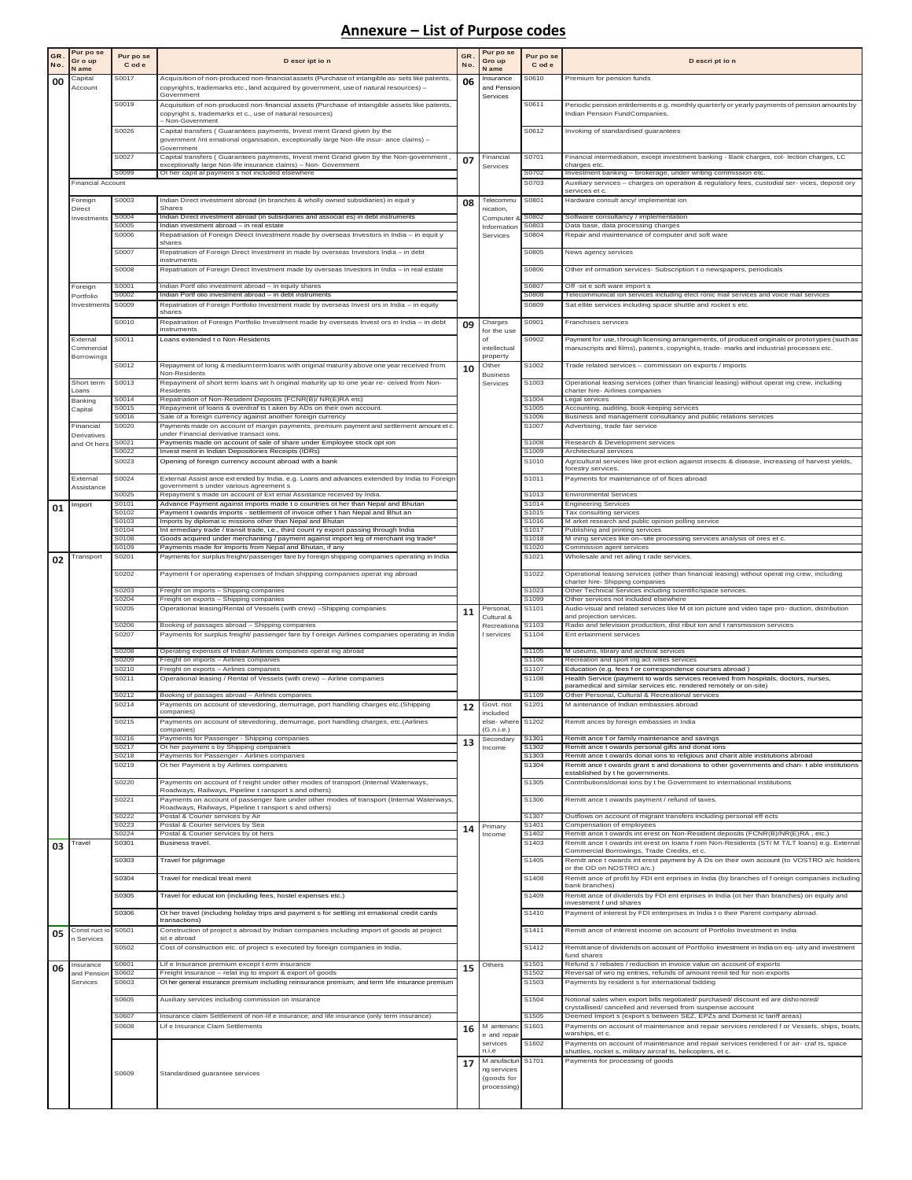## Annexure – List of Purpose codes

| GR. No. | Purpose Group Name | Purpose Code | Description |
|---|---|---|---|
| 00 | Capital Account | S0017 | Acquisition of non-produced non-financial assets (Purchase of intangible as- sets like patents, copyrights, trademarks etc., land acquired by government, use of natural resources) – Government |
| | | S0019 | Acquisition of non-produced non-financial assets (Purchase of intangible assets like patents, copyrights, trademarks etc., use of natural resources) – Non-Government |
| | | S0026 | Capital transfers ( Guarantees payments, Invest ment Grand given by the government /international organisation, exceptionally large Non-life insur- ance claims) – Government |
| | | S0027 | Capital transfers ( Guarantees payments, Invest ment Grand given by the Non-government , exceptionally large Non-life insurance claims) – Non- Government |
| | | S0099 | Other capital payments not included elsewhere |
| | Financial Account | | |
| | Foreign Direct Investments | S0003 | Indian Direct investment abroad (in branches & wholly owned subsidiaries) in equity Shares |
| | | S0004 | Indian Direct investment abroad (in subsidiaries and associates) in debt instruments |
| | | S0005 | Indian investment abroad – in real estate |
| | | S0006 | Repatriation of Foreign Direct Investment made by overseas Investors in India – in equity shares |
| | | S0007 | Repatriation of Foreign Direct Investment in made by overseas Investors India – in debt instruments |
| | | S0008 | Repatriation of Foreign Direct Investment made by overseas Investors in India – in real estate |
| | Foreign Portfolio Investments | S0001 | Indian Portfolio investment abroad – in equity shares |
| | | S0002 | Indian Portfolio investment abroad – in debt instruments |
| | | S0009 | Repatriation of Foreign Portfolio Investment made by overseas Investors in India – in equity shares |
| | | S0010 | Repatriation of Foreign Portfolio Investment made by overseas Investors in India – in debt instruments |
| | External Commercial Borrowings | S0011 | Loans extended to Non-Residents |
| | | S0012 | Repayment of long & medium term loans with original maturity above one year received from Non-Residents |
| | Short term Loans | S0013 | Repayment of short term loans with original maturity up to one year re- ceived from Non-Residents |
| | Banking Capital | S0014 | Repatriation of Non-Resident Deposits (FCNR(B)/ NR(E)RA etc) |
| | | S0015 | Repayment of loans & overdrafts taken by ADs on their own account. |
| | | S0016 | Sale of a foreign currency against another foreign currency |
| | Financial Derivatives and Others | S0020 | Payments made on account of margin payments, premium payment and settlement amount etc. under Financial derivative transactions. |
| | | S0021 | Payments made on account of sale of share under Employee stock option |
| | | S0022 | Invest ment in Indian Depositories Receipts (IDRs) |
| | | S0023 | Opening of foreign currency account abroad with a bank |
| | External Assistance | S0024 | External Assistance extended by India. e.g. Loans and advances extended by India to Foreign government s under various agreements |
| | | S0025 | Repayments made on account of External Assistance received by India. |
| 01 | Import | S0101 | Advance Payment against imports made to countries other than Nepal and Bhutan |
| | | S0102 | Payment towards imports - settlement of invoice other than Nepal and Bhutan |
| | | S0103 | Imports by diplomatic missions other than Nepal and Bhutan |
| | | S0104 | Intermediary trade / transit trade, i.e., third country export passing through India |
| | | S0108 | Goods acquired under merchanting / payment against import leg of merchanting trade* |
| | | S0109 | Payments made for Imports from Nepal and Bhutan, if any |
| 02 | Transport | S0201 | Payments for surplus freight/passenger fare by foreign shipping companies operating in India |
| | | S0202 | Payment for operating expenses of Indian shipping companies operating abroad |
| | | S0203 | Freight on imports – Shipping companies |
| | | S0204 | Freight on exports – Shipping companies |
| | | S0205 | Operational leasing/Rental of Vessels (with crew) –Shipping companies |
| | | S0206 | Booking of passages abroad – Shipping companies |
| | | S0207 | Payments for surplus freight/ passenger fare by foreign Airlines companies operating in India |
| | | S0208 | Operating expenses of Indian Airlines companies operating abroad |
| | | S0209 | Freight on imports – Airlines companies |
| | | S0210 | Freight on exports – Airlines companies |
| | | S0211 | Operational leasing / Rental of Vessels (with crew) – Airline companies |
| | | S0212 | Booking of passages abroad – Airlines companies |
| | | S0214 | Payments on account of stevedoring, demurrage, port handling charges etc.(Shipping companies) |
| | | S0215 | Payments on account of stevedoring, demurrage, port handling charges, etc.(Airlines companies) |
| | | S0216 | Payments for Passenger - Shipping companies |
| | | S0217 | Other payments by Shipping companies |
| | | S0218 | Payments for Passenger - Airlines companies |
| | | S0219 | Other Payments by Airlines companies |
| | | S0220 | Payments on account of freight under other modes of transport (Internal Waterways, Roadways, Railways, Pipeline transports and others) |
| | | S0221 | Payments on account of passenger fare under other modes of transport (Internal Waterways, Roadways, Railways, Pipeline transports and others) |
| | | S0222 | Postal & Courier services by Air |
| | | S0223 | Postal & Courier services by Sea |
| | | S0224 | Postal & Courier services by others |
| 03 | Travel | S0301 | Business travel. |
| | | S0303 | Travel for pilgrimage |
| | | S0304 | Travel for medical treatment |
| | | S0305 | Travel for education (including fees, hostel expenses etc.) |
| | | S0306 | Other travel (including holiday trips and payments for settling international credit cards transactions) |
| 05 | Construction Services | S0501 | Construction of projects abroad by Indian companies including import of goods at project site abroad |
| | | S0502 | Cost of construction etc. of projects executed by foreign companies in India. |
| 06 | Insurance and Pension Services | S0601 | Life Insurance premium except term insurance |
| | | S0602 | Freight insurance – relating to import & export of goods |
| | | S0603 | Other general insurance premium including reinsurance premium; and term life insurance premium |
| | | S0605 | Auxiliary services including commission on insurance |
| | | S0607 | Insurance claim Settlement of non-life insurance; and life insurance (only term insurance) |
| | | S0608 | Life Insurance Claim Settlements |
| | | S0609 | Standardised guarantee services |
| | | S0610 | Premium for pension funds |
| | | S0611 | Periodic pension entitlements e.g. monthly quarterly or yearly payments of pension amounts by Indian Pension Fund Companies. |
| | | S0612 | Invoking of standardised guarantees |
| 07 | Financial Services | S0701 | Financial intermediation, except investment banking - Bank charges, col- lection charges, LC charges etc. |
| | | S0702 | Investment banking – brokerage, under writing commission etc. |
| | | S0703 | Auxiliary services – charges on operation & regulatory fees, custodial ser- vices, depository services etc. |
| 08 | Telecommunication, Computer & Information Services | S0801 | Hardware consultancy/ implementation |
| | | S0802 | Software consultancy / implementation |
| | | S0803 | Data base, data processing charges |
| | | S0804 | Repair and maintenance of computer and software |
| | | S0805 | News agency services |
| | | S0806 | Other information services- Subscription to newspapers, periodicals |
| | | S0807 | Off -site software imports |
| | | S0808 | Telecommunication services including electronic mail services and voice mail services |
| | | S0809 | Satellite services including space shuttle and rockets etc. |
| 09 | Charges for the use of intellectual property | S0901 | Franchises services |
| | | S0902 | Payment for use, through licensing arrangements, of produced originals or prototypes (such as manuscripts and films), patents, copyrights, trade- marks and industrial processes etc. |
| 10 | Other Business Services | S1002 | Trade related services – commission on exports / imports |
| | | S1003 | Operational leasing services (other than financial leasing) without operating crew, including charter hire- Airlines companies |
| | | S1004 | Legal services |
| | | S1005 | Accounting, auditing, book-keeping services |
| | | S1006 | Business and management consultancy and public relations services |
| | | S1007 | Advertising, trade fair service |
| | | S1008 | Research & Development services |
| | | S1009 | Architectural services |
| | | S1010 | Agricultural services like protection against insects & disease, increasing of harvest yields, forestry services. |
| | | S1011 | Payments for maintenance of offices abroad |
| | | S1013 | Environmental Services |
| | | S1014 | Engineering Services |
| | | S1015 | Tax consulting services |
| | | S1016 | Market research and public opinion polling service |
| | | S1017 | Publishing and printing services |
| | | S1018 | Mining services like on–site processing services analysis of ores etc. |
| | | S1020 | Commission agent services |
| | | S1021 | Wholesale and retailing trade services. |
| | | S1022 | Operational leasing services (other than financial leasing) without operating crew, including charter hire- Shipping companies |
| | | S1023 | Other Technical Services including scientific/space services. |
| | | S1099 | Other services not included elsewhere |
| 11 | Personal, Cultural & Recreational services | S1101 | Audio-visual and related services like Motion picture and video tape pro- duction, distribution and projection services. |
| | | S1103 | Radio and television production, distribution and transmission services |
| | | S1104 | Entertainment services |
| | | S1105 | Museums, library and archival services |
| | | S1106 | Recreation and sporting activities services |
| | | S1107 | Education (e.g. fees for correspondence courses abroad ) |
| | | S1108 | Health Service (payment towards services received from hospitals, doctors, nurses, paramedical and similar services etc. rendered remotely or on-site) |
| | | S1109 | Other Personal, Cultural & Recreational services |
| 12 | Govt. not included else- where (G.n.i.e.) | S1201 | Maintenance of Indian embassies abroad |
| | | S1202 | Remittances by foreign embassies in India |
| 13 | Secondary Income | S1301 | Remittance for family maintenance and savings |
| | | S1302 | Remittance towards personal gifts and donations |
| | | S1303 | Remittance towards donations to religious and charitable institutions abroad |
| | | S1304 | Remittance towards grants and donations to other governments and chari- table institutions established by the governments. |
| | | S1305 | Contributions/donations by the Government to international institutions |
| | | S1306 | Remittance towards payment / refund of taxes. |
| | | S1307 | Outflows on account of migrant transfers including personal effects |
| 14 | Primary Income | S1401 | Compensation of employees |
| | | S1402 | Remittance towards interest on Non-Resident deposits (FCNR(B)/NR(E)RA , etc.) |
| | | S1403 | Remittance towards interest on loans from Non-Residents (ST/ MT/LT loans) e.g. External Commercial Borrowings, Trade Credits, etc. |
| | | S1405 | Remittance towards interest payment by ADs on their own account (to VOSTRO a/c holders or the OD on NOSTRO a/c.) |
| | | S1408 | Remittance of profit by FDI enterprises in India (by branches of foreign companies including bank branches) |
| | | S1409 | Remittance of dividends by FDI enterprises in India (other than branches) on equity and investment fund shares |
| | | S1410 | Payment of interest by FDI enterprises in India to their Parent company abroad. |
| | | S1411 | Remittance of interest income on account of Portfolio Investment in India |
| | | S1412 | Remittance of dividends on account of Portfolio Investment in India on eq- uity and investment fund shares |
| 15 | Others | S1501 | Refunds / rebates / reduction in invoice value on account of exports |
| | | S1502 | Reversal of wrong entries, refunds of amount remitted for non-exports |
| | | S1503 | Payments by residents for international bidding |
| | | S1504 | Notional sales when export bills negotiated/ purchased/ discounted are dishonored/ crystallised/ cancelled and reversed from suspense account |
| | | S1505 | Deemed Imports (exports between SEZ, EPZs and Domestic tariff areas) |
| 16 | Maintenance and repair services n.i.e | S1601 | Payments on account of maintenance and repair services rendered for Vessels, ships, boats, warships, etc. |
| | | S1602 | Payments on account of maintenance and repair services rendered for air- crafts, space shuttles, rockets, military aircrafts, helicopters, etc. |
| 17 | Manufacturing services (goods for processing) | S1701 | Payments for processing of goods |